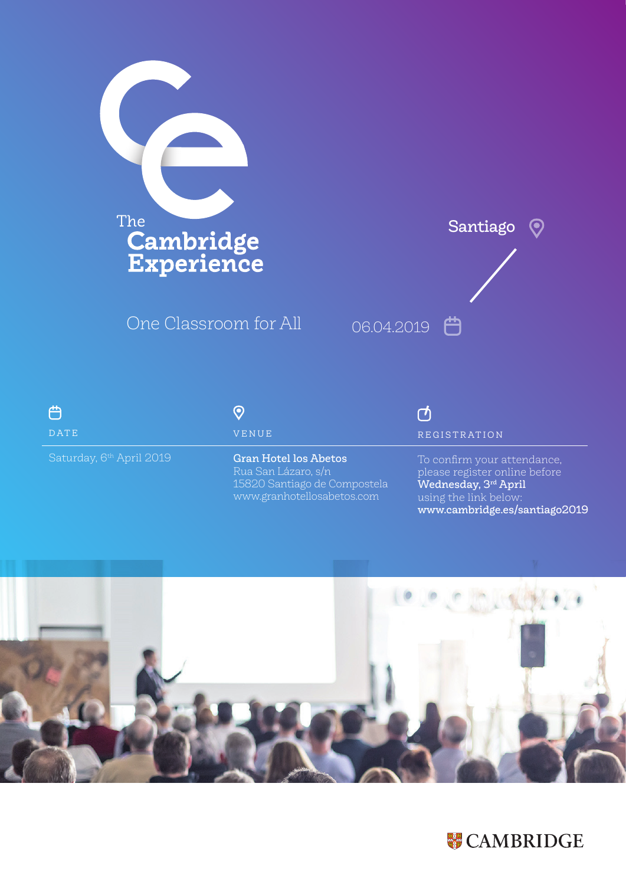# The Cambridge Experience

Santiago

One Classroom for All

06.04.2019

**DATE**

Saturday, 6th April 2019

**VENUE**

**Gran Hotel los Abetos**
Rua San Lázaro, s/n
15820 Santiago de Compostela
www.granhotellosabetos.com

**REGISTRATION**

To confirm your attendance, please register online before **Wednesday, 3rd April** using the link below:
**www.cambridge.es/santiago2019**

CAMBRIDGE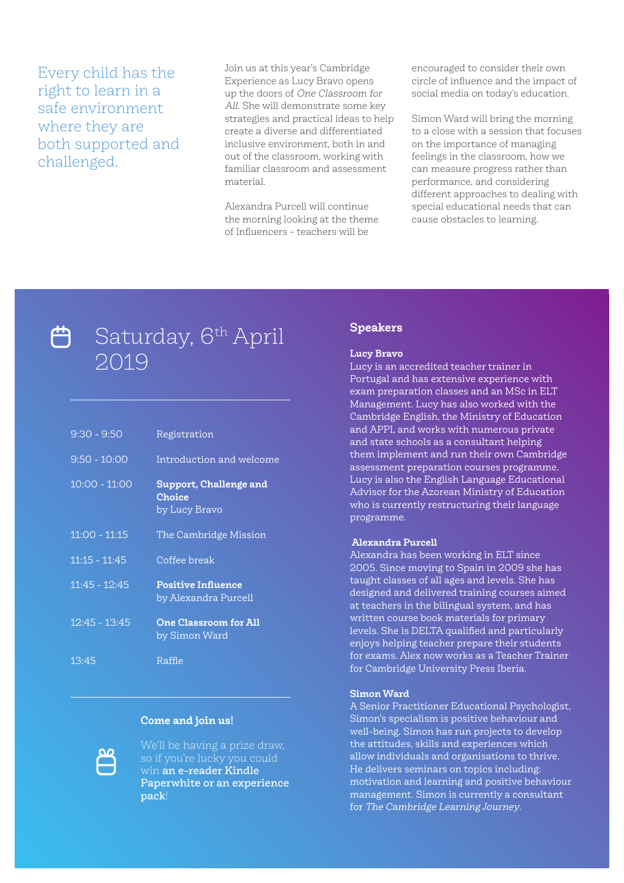Every child has the right to learn in a safe environment where they are both supported and challenged.

Join us at this year's Cambridge Experience as Lucy Bravo opens up the doors of *One Classroom for All*. She will demonstrate some key strategies and practical ideas to help create a diverse and differentiated inclusive environment, both in and out of the classroom, working with familiar classroom and assessment material.

Alexandra Purcell will continue the morning looking at the theme of Influencers - teachers will be encouraged to consider their own circle of influence and the impact of social media on today's education.

Simon Ward will bring the morning to a close with a session that focuses on the importance of managing feelings in the classroom, how we can measure progress rather than performance, and considering different approaches to dealing with special educational needs that can cause obstacles to learning.

## Saturday, 6th April 2019

| | |
|---|---|
| 9:30 - 9:50 | Registration |
| 9:50 - 10:00 | Introduction and welcome |
| 10:00 - 11:00 | **Support, Challenge and Choice** by Lucy Bravo |
| 11:00 - 11:15 | The Cambridge Mission |
| 11:15 - 11:45 | Coffee break |
| 11:45 - 12:45 | **Positive Influence** by Alexandra Purcell |
| 12:45 - 13:45 | **One Classroom for All** by Simon Ward |
| 13:45 | Raffle |

**Come and join us!**

We'll be having a prize draw, so if you're lucky you could win **an e-reader Kindle Paperwhite or an experience pack**!

## Speakers

**Lucy Bravo**
Lucy is an accredited teacher trainer in Portugal and has extensive experience with exam preparation classes and an MSc in ELT Management. Lucy has also worked with the Cambridge English, the Ministry of Education and APPI, and works with numerous private and state schools as a consultant helping them implement and run their own Cambridge assessment preparation courses programme. Lucy is also the English Language Educational Advisor for the Azorean Ministry of Education who is currently restructuring their language programme.

**Alexandra Purcell**
Alexandra has been working in ELT since 2005. Since moving to Spain in 2009 she has taught classes of all ages and levels. She has designed and delivered training courses aimed at teachers in the bilingual system, and has written course book materials for primary levels. She is DELTA qualified and particularly enjoys helping teacher prepare their students for exams. Alex now works as a Teacher Trainer for Cambridge University Press Iberia.

**Simon Ward**
A Senior Practitioner Educational Psychologist, Simon's specialism is positive behaviour and well-being. Simon has run projects to develop the attitudes, skills and experiences which allow individuals and organisations to thrive. He delivers seminars on topics including: motivation and learning and positive behaviour management. Simon is currently a consultant for *The Cambridge Learning Journey*.